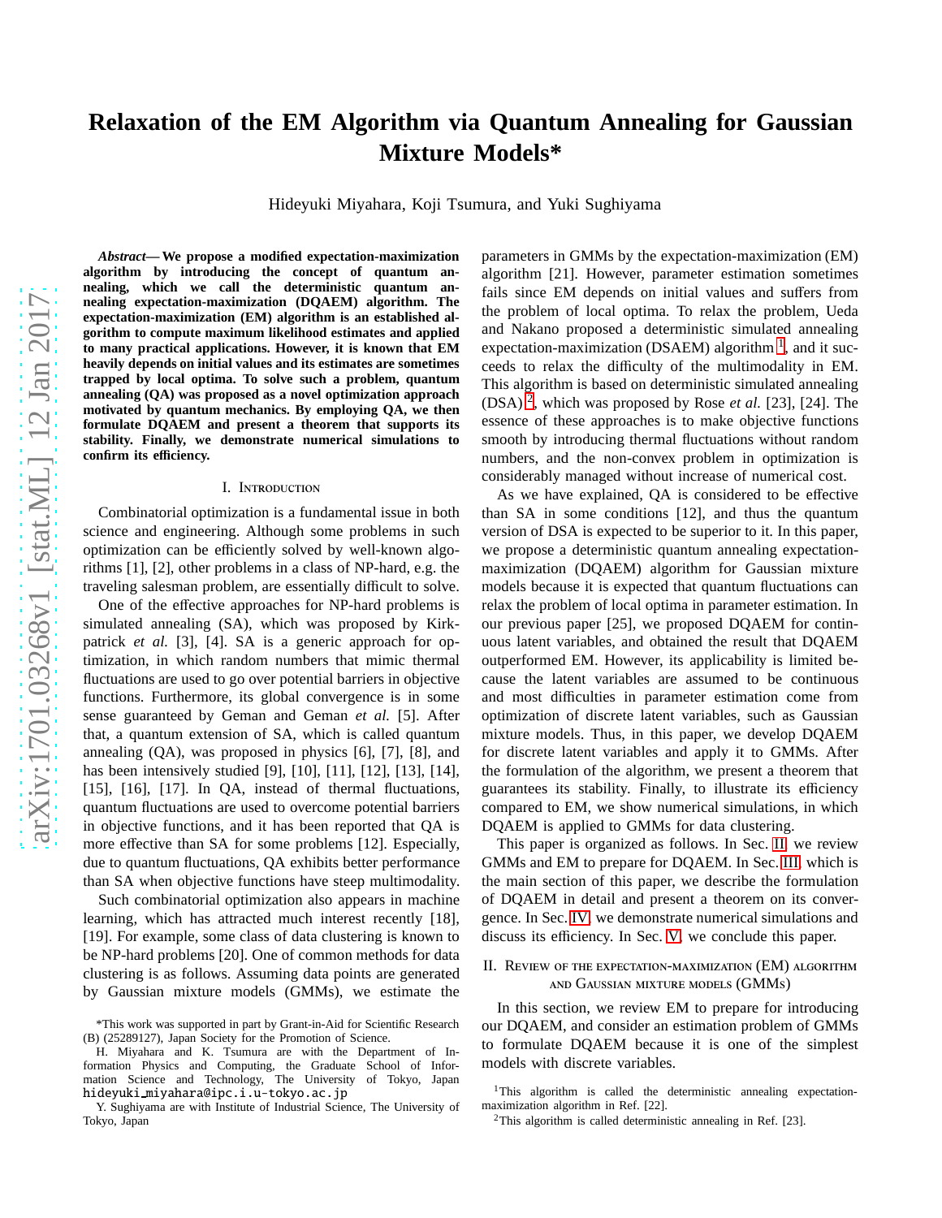# Relaxation of the EM Algorithm via Quantum Annealing for Gaussian Mixture Models*

Hideyuki Miyahara, Koji Tsumura, and Yuki Sughiyama

***Abstract*— We propose a modified expectation-maximization algorithm by introducing the concept of quantum annealing, which we call the deterministic quantum annealing expectation-maximization (DQAEM) algorithm. The expectation-maximization (EM) algorithm is an established algorithm to compute maximum likelihood estimates and applied to many practical applications. However, it is known that EM heavily depends on initial values and its estimates are sometimes trapped by local optima. To solve such a problem, quantum annealing (QA) was proposed as a novel optimization approach motivated by quantum mechanics. By employing QA, we then formulate DQAEM and present a theorem that supports its stability. Finally, we demonstrate numerical simulations to confirm its efficiency.**

## I. Introduction

Combinatorial optimization is a fundamental issue in both science and engineering. Although some problems in such optimization can be efficiently solved by well-known algorithms [1], [2], other problems in a class of NP-hard, e.g. the traveling salesman problem, are essentially difficult to solve.

One of the effective approaches for NP-hard problems is simulated annealing (SA), which was proposed by Kirkpatrick *et al.* [3], [4]. SA is a generic approach for optimization, in which random numbers that mimic thermal fluctuations are used to go over potential barriers in objective functions. Furthermore, its global convergence is in some sense guaranteed by Geman and Geman *et al.* [5]. After that, a quantum extension of SA, which is called quantum annealing (QA), was proposed in physics [6], [7], [8], and has been intensively studied [9], [10], [11], [12], [13], [14], [15], [16], [17]. In QA, instead of thermal fluctuations, quantum fluctuations are used to overcome potential barriers in objective functions, and it has been reported that QA is more effective than SA for some problems [12]. Especially, due to quantum fluctuations, QA exhibits better performance than SA when objective functions have steep multimodality.

Such combinatorial optimization also appears in machine learning, which has attracted much interest recently [18], [19]. For example, some class of data clustering is known to be NP-hard problems [20]. One of common methods for data clustering is as follows. Assuming data points are generated by Gaussian mixture models (GMMs), we estimate the parameters in GMMs by the expectation-maximization (EM) algorithm [21]. However, parameter estimation sometimes fails since EM depends on initial values and suffers from the problem of local optima. To relax the problem, Ueda and Nakano proposed a deterministic simulated annealing expectation-maximization (DSAEM) algorithm [1], and it succeeds to relax the difficulty of the multimodality in EM. This algorithm is based on deterministic simulated annealing (DSA) [2], which was proposed by Rose *et al.* [23], [24]. The essence of these approaches is to make objective functions smooth by introducing thermal fluctuations without random numbers, and the non-convex problem in optimization is considerably managed without increase of numerical cost.

As we have explained, QA is considered to be effective than SA in some conditions [12], and thus the quantum version of DSA is expected to be superior to it. In this paper, we propose a deterministic quantum annealing expectation-maximization (DQAEM) algorithm for Gaussian mixture models because it is expected that quantum fluctuations can relax the problem of local optima in parameter estimation. In our previous paper [25], we proposed DQAEM for continuous latent variables, and obtained the result that DQAEM outperformed EM. However, its applicability is limited because the latent variables are assumed to be continuous and most difficulties in parameter estimation come from optimization of discrete latent variables, such as Gaussian mixture models. Thus, in this paper, we develop DQAEM for discrete latent variables and apply it to GMMs. After the formulation of the algorithm, we present a theorem that guarantees its stability. Finally, to illustrate its efficiency compared to EM, we show numerical simulations, in which DQAEM is applied to GMMs for data clustering.

This paper is organized as follows. In Sec. II, we review GMMs and EM to prepare for DQAEM. In Sec. III, which is the main section of this paper, we describe the formulation of DQAEM in detail and present a theorem on its convergence. In Sec. IV, we demonstrate numerical simulations and discuss its efficiency. In Sec. V, we conclude this paper.

## II. Review of the expectation-maximization (EM) algorithm and Gaussian mixture models (GMMs)

In this section, we review EM to prepare for introducing our DQAEM, and consider an estimation problem of GMMs to formulate DQAEM because it is one of the simplest models with discrete variables.

---

*This work was supported in part by Grant-in-Aid for Scientific Research (B) (25289127), Japan Society for the Promotion of Science.

H. Miyahara and K. Tsumura are with the Department of Information Physics and Computing, the Graduate School of Information Science and Technology, The University of Tokyo, Japan hideyuki_miyahara@ipc.i.u-tokyo.ac.jp

Y. Sughiyama are with Institute of Industrial Science, The University of Tokyo, Japan

[1] This algorithm is called the deterministic annealing expectation-maximization algorithm in Ref. [22].

[2] This algorithm is called deterministic annealing in Ref. [23].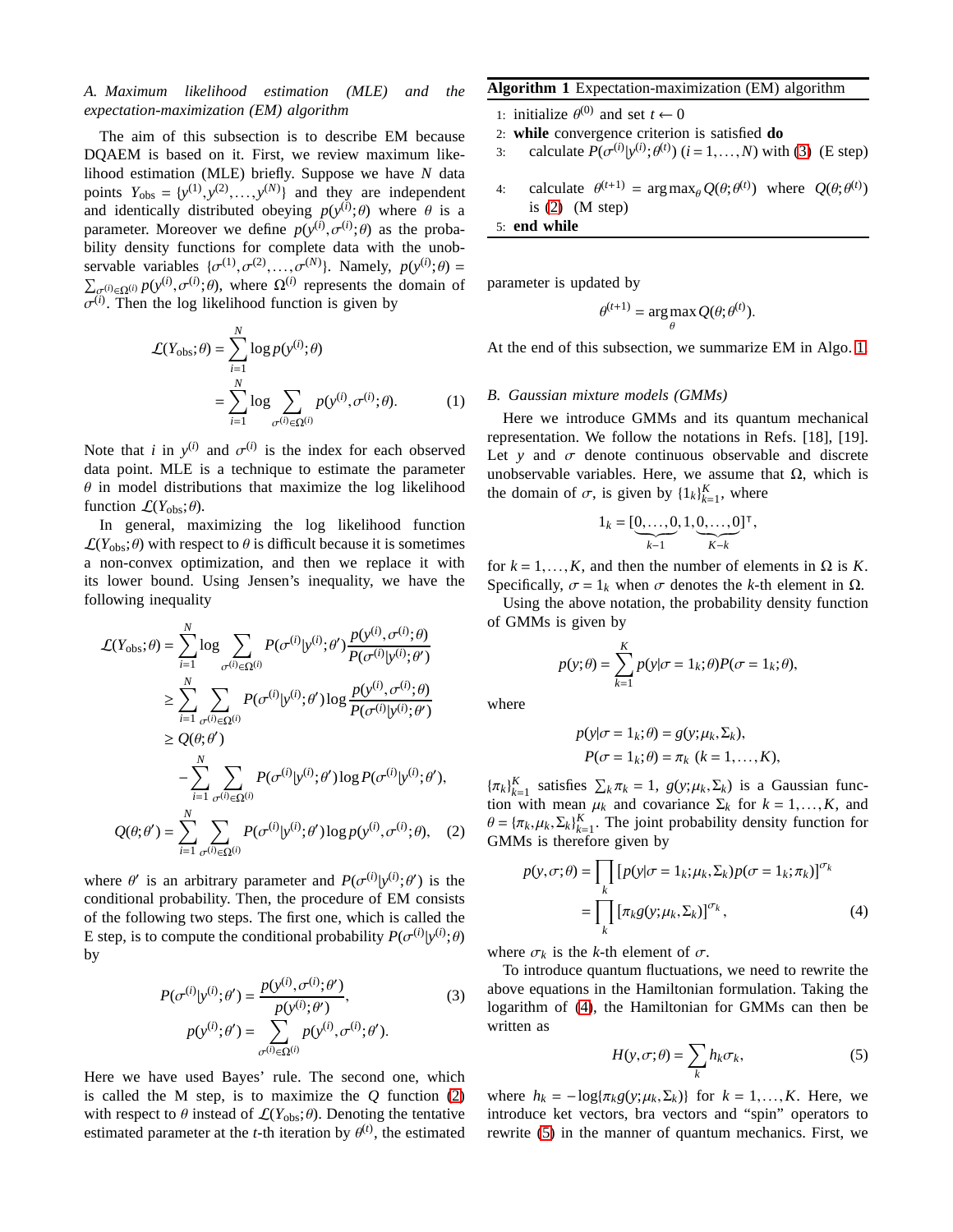### A. Maximum likelihood estimation (MLE) and the expectation-maximization (EM) algorithm

The aim of this subsection is to describe EM because DQAEM is based on it. First, we review maximum likelihood estimation (MLE) briefly. Suppose we have $N$ data points $Y_{\rm obs} = \{y^{(1)}, y^{(2)}, \dots, y^{(N)}\}$ and they are independent and identically distributed obeying $p(y^{(i)};\theta)$ where $\theta$ is a parameter. Moreover we define $p(y^{(i)}, \sigma^{(i)};\theta)$ as the probability density functions for complete data with the unobservable variables $\{\sigma^{(1)}, \sigma^{(2)}, \dots, \sigma^{(N)}\}$. Namely, $p(y^{(i)};\theta) = \sum_{\sigma^{(i)}\in\Omega^{(i)}} p(y^{(i)}, \sigma^{(i)};\theta)$, where $\Omega^{(i)}$ represents the domain of $\sigma^{(i)}$. Then the log likelihood function is given by

$$\mathcal{L}(Y_{\rm obs};\theta) = \sum_{i=1}^{N} \log p(y^{(i)};\theta) = \sum_{i=1}^{N} \log \sum_{\sigma^{(i)}\in\Omega^{(i)}} p(y^{(i)}, \sigma^{(i)};\theta). \quad (1)$$

Note that $i$ in $y^{(i)}$ and $\sigma^{(i)}$ is the index for each observed data point. MLE is a technique to estimate the parameter $\theta$ in model distributions that maximize the log likelihood function $\mathcal{L}(Y_{\rm obs};\theta)$.

In general, maximizing the log likelihood function $\mathcal{L}(Y_{\rm obs};\theta)$ with respect to $\theta$ is difficult because it is sometimes a non-convex optimization, and then we replace it with its lower bound. Using Jensen's inequality, we have the following inequality

$$\begin{aligned}
\mathcal{L}(Y_{\rm obs};\theta) &= \sum_{i=1}^{N} \log \sum_{\sigma^{(i)}\in\Omega^{(i)}} P(\sigma^{(i)}|y^{(i)};\theta') \frac{p(y^{(i)}, \sigma^{(i)};\theta)}{P(\sigma^{(i)}|y^{(i)};\theta')} \\
&\geq \sum_{i=1}^{N} \sum_{\sigma^{(i)}\in\Omega^{(i)}} P(\sigma^{(i)}|y^{(i)};\theta') \log \frac{p(y^{(i)}, \sigma^{(i)};\theta)}{P(\sigma^{(i)}|y^{(i)};\theta')} \\
&\geq Q(\theta;\theta') \\
&\quad - \sum_{i=1}^{N} \sum_{\sigma^{(i)}\in\Omega^{(i)}} P(\sigma^{(i)}|y^{(i)};\theta') \log P(\sigma^{(i)}|y^{(i)};\theta'),
\end{aligned}$$

$$Q(\theta;\theta') = \sum_{i=1}^{N} \sum_{\sigma^{(i)}\in\Omega^{(i)}} P(\sigma^{(i)}|y^{(i)};\theta') \log p(y^{(i)}, \sigma^{(i)};\theta), \quad (2)$$

where $\theta'$ is an arbitrary parameter and $P(\sigma^{(i)}|y^{(i)};\theta')$ is the conditional probability. Then, the procedure of EM consists of the following two steps. The first one, which is called the E step, is to compute the conditional probability $P(\sigma^{(i)}|y^{(i)};\theta)$ by

$$P(\sigma^{(i)}|y^{(i)};\theta') = \frac{p(y^{(i)}, \sigma^{(i)};\theta')}{p(y^{(i)};\theta')}, \quad (3)$$
$$p(y^{(i)};\theta') = \sum_{\sigma^{(i)}\in\Omega^{(i)}} p(y^{(i)}, \sigma^{(i)};\theta').$$

Here we have used Bayes' rule. The second one, which is called the M step, is to maximize the $Q$ function (2) with respect to $\theta$ instead of $\mathcal{L}(Y_{\rm obs};\theta)$. Denoting the tentative estimated parameter at the $t$-th iteration by $\theta^{(t)}$, the estimated parameter is updated by

$$\theta^{(t+1)} = \arg\max_{\theta} Q(\theta;\theta^{(t)}).$$

At the end of this subsection, we summarize EM in Algo. 1.

**Algorithm 1** Expectation-maximization (EM) algorithm

```
1: initialize θ^(0) and set t ← 0
2: while convergence criterion is satisfied do
3:     calculate P(σ^(i)|y^(i); θ^(t)) (i = 1, ..., N) with (3) (E step)
4:     calculate θ^(t+1) = argmax_θ Q(θ; θ^(t)) where Q(θ; θ^(t)) is (2) (M step)
5: end while
```

### B. Gaussian mixture models (GMMs)

Here we introduce GMMs and its quantum mechanical representation. We follow the notations in Refs. [18], [19]. Let $y$ and $\sigma$ denote continuous observable and discrete unobservable variables. Here, we assume that $\Omega$, which is the domain of $\sigma$, is given by $\{1_k\}_{k=1}^{K}$, where

$$1_k = [\underbrace{0, \dots, 0}_{k-1}, 1, \underbrace{0, \dots, 0}_{K-k}]^{\intercal},$$

for $k = 1, \dots, K$, and then the number of elements in $\Omega$ is $K$. Specifically, $\sigma = 1_k$ when $\sigma$ denotes the $k$-th element in $\Omega$.

Using the above notation, the probability density function of GMMs is given by

$$p(y;\theta) = \sum_{k=1}^{K} p(y|\sigma = 1_k;\theta) P(\sigma = 1_k;\theta),$$

where

$$p(y|\sigma = 1_k;\theta) = g(y;\mu_k, \Sigma_k),$$
$$P(\sigma = 1_k;\theta) = \pi_k \ (k = 1, \dots, K),$$

$\{\pi_k\}_{k=1}^{K}$ satisfies $\sum_k \pi_k = 1$, $g(y;\mu_k, \Sigma_k)$ is a Gaussian function with mean $\mu_k$ and covariance $\Sigma_k$ for $k = 1, \dots, K$, and $\theta = \{\pi_k, \mu_k, \Sigma_k\}_{k=1}^{K}$. The joint probability density function for GMMs is therefore given by

$$p(y, \sigma;\theta) = \prod_k [p(y|\sigma = 1_k;\mu_k, \Sigma_k) p(\sigma = 1_k;\pi_k)]^{\sigma_k} = \prod_k [\pi_k g(y;\mu_k, \Sigma_k)]^{\sigma_k}, \quad (4)$$

where $\sigma_k$ is the $k$-th element of $\sigma$.

To introduce quantum fluctuations, we need to rewrite the above equations in the Hamiltonian formulation. Taking the logarithm of (4), the Hamiltonian for GMMs can then be written as

$$H(y, \sigma;\theta) = \sum_k h_k \sigma_k, \quad (5)$$

where $h_k = -\log\{\pi_k g(y;\mu_k, \Sigma_k)\}$ for $k = 1, \dots, K$. Here, we introduce ket vectors, bra vectors and "spin" operators to rewrite (5) in the manner of quantum mechanics. First, we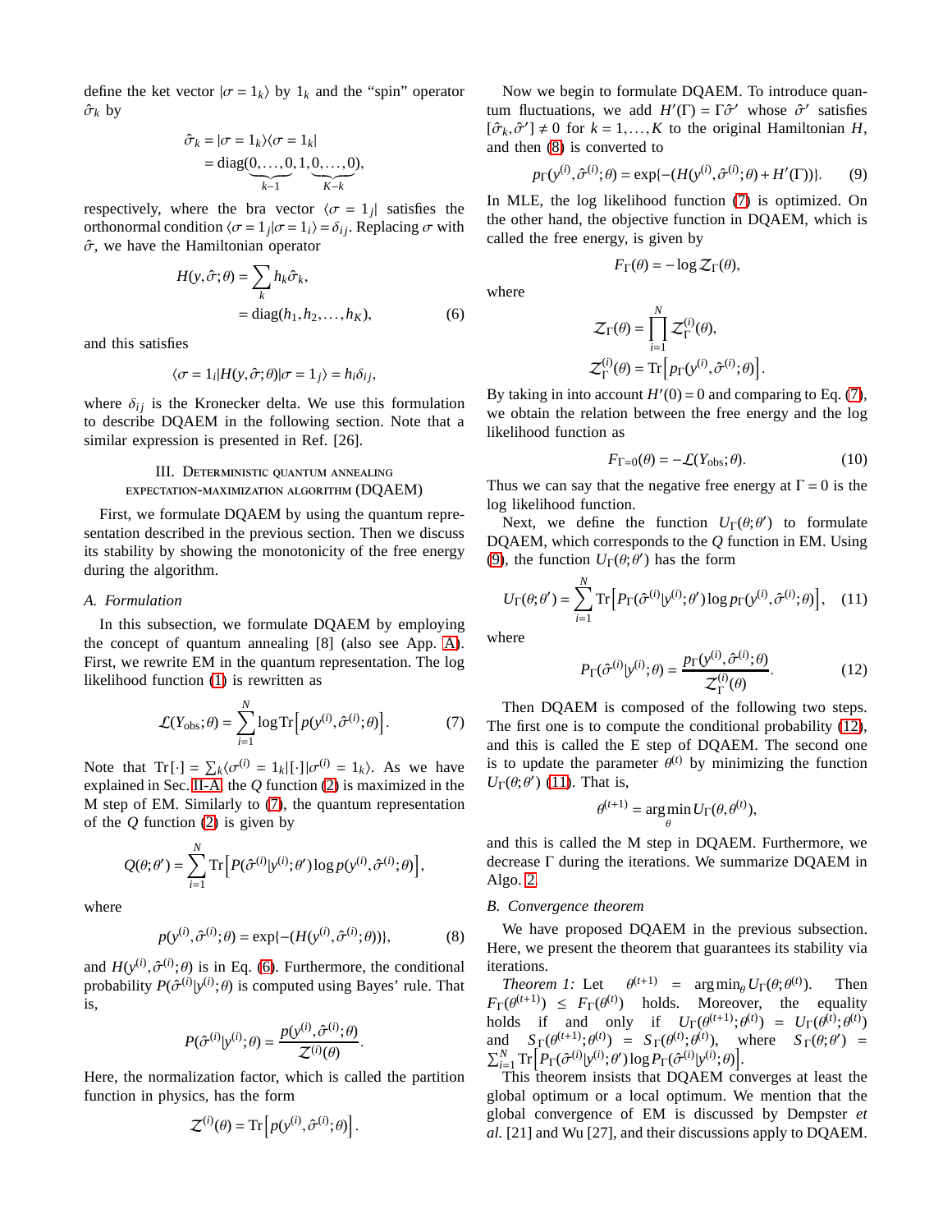define the ket vector $|\sigma = 1_k\rangle$ by $1_k$ and the "spin" operator $\hat{\sigma}_k$ by

$$\hat{\sigma}_k = |\sigma = 1_k\rangle\langle\sigma = 1_k| = \mathrm{diag}(\underbrace{0,\ldots,0}_{k-1},1,\underbrace{0,\ldots,0}_{K-k}),$$

respectively, where the bra vector $\langle\sigma = 1_j|$ satisfies the orthonormal condition $\langle\sigma = 1_j|\sigma = 1_i\rangle = \delta_{ij}$. Replacing $\sigma$ with $\hat{\sigma}$, we have the Hamiltonian operator

$$H(y,\hat{\sigma};\theta) = \sum_k h_k \hat{\sigma}_k, = \mathrm{diag}(h_1,h_2,\ldots,h_K), \tag{6}$$

and this satisfies

$$\langle\sigma = 1_i|H(y,\hat{\sigma};\theta)|\sigma = 1_j\rangle = h_i\delta_{ij},$$

where $\delta_{ij}$ is the Kronecker delta. We use this formulation to describe DQAEM in the following section. Note that a similar expression is presented in Ref. [26].

## III. Deterministic quantum annealing expectation-maximization algorithm (DQAEM)

First, we formulate DQAEM by using the quantum representation described in the previous section. Then we discuss its stability by showing the monotonicity of the free energy during the algorithm.

### A. Formulation

In this subsection, we formulate DQAEM by employing the concept of quantum annealing [8] (also see App. A). First, we rewrite EM in the quantum representation. The log likelihood function (1) is rewritten as

$$\mathcal{L}(Y_{\mathrm{obs}};\theta) = \sum_{i=1}^{N} \log \mathrm{Tr}\left[p(y^{(i)},\hat{\sigma}^{(i)};\theta)\right]. \tag{7}$$

Note that $\mathrm{Tr}[\cdot] = \sum_k \langle\sigma^{(i)} = 1_k|[\cdot]|\sigma^{(i)} = 1_k\rangle$. As we have explained in Sec. II-A, the $Q$ function (2) is maximized in the M step of EM. Similarly to (7), the quantum representation of the $Q$ function (2) is given by

$$Q(\theta;\theta') = \sum_{i=1}^{N} \mathrm{Tr}\left[P(\hat{\sigma}^{(i)}|y^{(i)};\theta')\log p(y^{(i)},\hat{\sigma}^{(i)};\theta)\right],$$

where

$$p(y^{(i)},\hat{\sigma}^{(i)};\theta) = \exp\{-(H(y^{(i)},\hat{\sigma}^{(i)};\theta))\}, \tag{8}$$

and $H(y^{(i)},\hat{\sigma}^{(i)};\theta)$ is in Eq. (6). Furthermore, the conditional probability $P(\hat{\sigma}^{(i)}|y^{(i)};\theta)$ is computed using Bayes' rule. That is,

$$P(\hat{\sigma}^{(i)}|y^{(i)};\theta) = \frac{p(y^{(i)},\hat{\sigma}^{(i)};\theta)}{\mathcal{Z}^{(i)}(\theta)}.$$

Here, the normalization factor, which is called the partition function in physics, has the form

$$\mathcal{Z}^{(i)}(\theta) = \mathrm{Tr}\left[p(y^{(i)},\hat{\sigma}^{(i)};\theta)\right].$$

Now we begin to formulate DQAEM. To introduce quantum fluctuations, we add $H'(\Gamma) = \Gamma\hat{\sigma}'$ whose $\hat{\sigma}'$ satisfies $[\hat{\sigma}_k,\hat{\sigma}'] \neq 0$ for $k = 1,\ldots,K$ to the original Hamiltonian $H$, and then (8) is converted to

$$p_\Gamma(y^{(i)},\hat{\sigma}^{(i)};\theta) = \exp\{-(H(y^{(i)},\hat{\sigma}^{(i)};\theta) + H'(\Gamma))\}. \tag{9}$$

In MLE, the log likelihood function (7) is optimized. On the other hand, the objective function in DQAEM, which is called the free energy, is given by

$$F_\Gamma(\theta) = -\log \mathcal{Z}_\Gamma(\theta),$$

where

$$\mathcal{Z}_\Gamma(\theta) = \prod_{i=1}^{N} \mathcal{Z}_\Gamma^{(i)}(\theta),$$
$$\mathcal{Z}_\Gamma^{(i)}(\theta) = \mathrm{Tr}\left[p_\Gamma(y^{(i)},\hat{\sigma}^{(i)};\theta)\right].$$

By taking in into account $H'(0) = 0$ and comparing to Eq. (7), we obtain the relation between the free energy and the log likelihood function as

$$F_{\Gamma=0}(\theta) = -\mathcal{L}(Y_{\mathrm{obs}};\theta). \tag{10}$$

Thus we can say that the negative free energy at $\Gamma = 0$ is the log likelihood function.

Next, we define the function $U_\Gamma(\theta;\theta')$ to formulate DQAEM, which corresponds to the $Q$ function in EM. Using (9), the function $U_\Gamma(\theta;\theta')$ has the form

$$U_\Gamma(\theta;\theta') = \sum_{i=1}^{N} \mathrm{Tr}\left[P_\Gamma(\hat{\sigma}^{(i)}|y^{(i)};\theta')\log p_\Gamma(y^{(i)},\hat{\sigma}^{(i)};\theta)\right], \tag{11}$$

where

$$P_\Gamma(\hat{\sigma}^{(i)}|y^{(i)};\theta) = \frac{p_\Gamma(y^{(i)},\hat{\sigma}^{(i)};\theta)}{\mathcal{Z}_\Gamma^{(i)}(\theta)}. \tag{12}$$

Then DQAEM is composed of the following two steps. The first one is to compute the conditional probability (12), and this is called the E step of DQAEM. The second one is to update the parameter $\theta^{(t)}$ by minimizing the function $U_\Gamma(\theta;\theta')$ (11). That is,

$$\theta^{(t+1)} = \arg\min_\theta U_\Gamma(\theta,\theta^{(t)}),$$

and this is called the M step in DQAEM. Furthermore, we decrease $\Gamma$ during the iterations. We summarize DQAEM in Algo. 2.

### B. Convergence theorem

We have proposed DQAEM in the previous subsection. Here, we present the theorem that guarantees its stability via iterations.

*Theorem 1:* Let $\theta^{(t+1)} = \arg\min_\theta U_\Gamma(\theta;\theta^{(t)})$. Then $F_\Gamma(\theta^{(t+1)}) \leq F_\Gamma(\theta^{(t)})$ holds. Moreover, the equality holds if and only if $U_\Gamma(\theta^{(t+1)};\theta^{(t)}) = U_\Gamma(\theta^{(t)};\theta^{(t)})$ and $S_\Gamma(\theta^{(t+1)};\theta^{(t)}) = S_\Gamma(\theta^{(t)};\theta^{(t)})$, where $S_\Gamma(\theta;\theta') = \sum_{i=1}^{N} \mathrm{Tr}\left[P_\Gamma(\hat{\sigma}^{(i)}|y^{(i)};\theta')\log P_\Gamma(\hat{\sigma}^{(i)}|y^{(i)};\theta)\right]$.

This theorem insists that DQAEM converges at least the global optimum or a local optimum. We mention that the global convergence of EM is discussed by Dempster *et al.* [21] and Wu [27], and their discussions apply to DQAEM.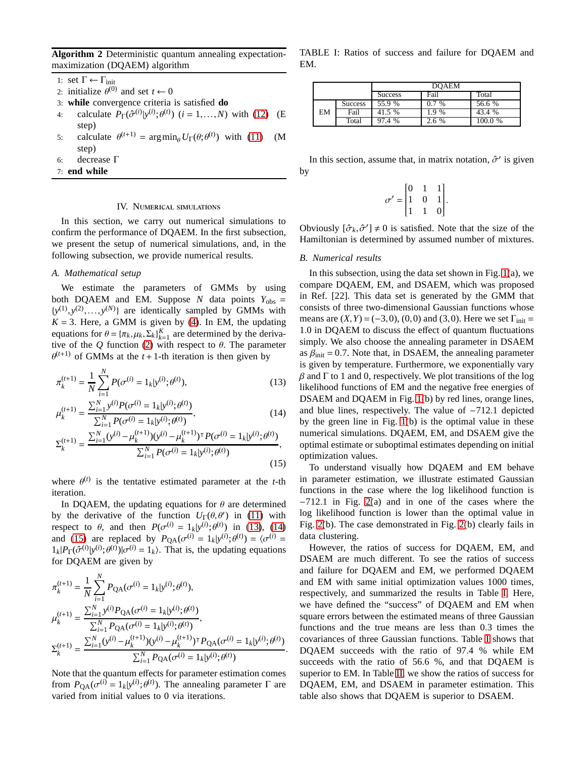**Algorithm 2** Deterministic quantum annealing expectation-maximization (DQAEM) algorithm

1: set $\Gamma \leftarrow \Gamma_{\text{init}}$
2: initialize $\theta^{(0)}$ and set $t \leftarrow 0$
3: **while** convergence criteria is satisfied **do**
4: calculate $P_\Gamma(\hat{\sigma}^{(i)}|y^{(i)};\theta^{(t)})$ $(i = 1,\ldots,N)$ with (12) (E step)
5: calculate $\theta^{(t+1)} = \arg\min_\theta U_\Gamma(\theta;\theta^{(t)})$ with (11) (M step)
6: decrease $\Gamma$
7: **end while**

## IV. Numerical simulations

In this section, we carry out numerical simulations to confirm the performance of DQAEM. In the first subsection, we present the setup of numerical simulations, and, in the following subsection, we provide numerical results.

### A. Mathematical setup

We estimate the parameters of GMMs by using both DQAEM and EM. Suppose $N$ data points $Y_{\text{obs}} = \{y^{(1)}, y^{(2)}, \ldots, y^{(N)}\}$ are identically sampled by GMMs with $K = 3$. Here, a GMM is given by (4). In EM, the updating equations for $\theta = \{\pi_k, \mu_k, \Sigma_k\}_{k=1}^K$ are determined by the derivative of the $Q$ function (2) with respect to $\theta$. The parameter $\theta^{(t+1)}$ of GMMs at the $t+1$-th iteration is then given by

$$\pi_k^{(t+1)} = \frac{1}{N}\sum_{i=1}^{N} P(\sigma^{(i)} = 1_k|y^{(i)};\theta^{(t)}), \tag{13}$$

$$\mu_k^{(t+1)} = \frac{\sum_{i=1}^N y^{(i)} P(\sigma^{(i)} = 1_k|y^{(i)};\theta^{(t)})}{\sum_{i=1}^N P(\sigma^{(i)} = 1_k|y^{(i)};\theta^{(t)})}, \tag{14}$$

$$\Sigma_k^{(t+1)} = \frac{\sum_{i=1}^N (y^{(i)} - \mu_k^{(t+1)})(y^{(i)} - \mu_k^{(t+1)})^\intercal P(\sigma^{(i)} = 1_k|y^{(i)};\theta^{(t)})}{\sum_{i=1}^N P(\sigma^{(i)} = 1_k|y^{(i)};\theta^{(t)})}, \tag{15}$$

where $\theta^{(t)}$ is the tentative estimated parameter at the $t$-th iteration.

In DQAEM, the updating equations for $\theta$ are determined by the derivative of the function $U_\Gamma(\theta, \theta')$ in (11) with respect to $\theta$, and then $P(\sigma^{(i)} = 1_k|y^{(i)};\theta^{(t)})$ in (13), (14) and (15) are replaced by $P_{\text{QA}}(\sigma^{(i)} = 1_k|y^{(i)};\theta^{(t)}) = \langle \sigma^{(i)} = 1_k|P_\Gamma(\hat{\sigma}^{(i)}|y^{(i)};\theta^{(t)})|\sigma^{(i)} = 1_k\rangle$. That is, the updating equations for DQAEM are given by

$$\pi_k^{(t+1)} = \frac{1}{N}\sum_{i=1}^{N} P_{\text{QA}}(\sigma^{(i)} = 1_k|y^{(i)};\theta^{(t)}),$$

$$\mu_k^{(t+1)} = \frac{\sum_{i=1}^N y^{(i)} P_{\text{QA}}(\sigma^{(i)} = 1_k|y^{(i)};\theta^{(t)})}{\sum_{i=1}^N P_{\text{QA}}(\sigma^{(i)} = 1_k|y^{(i)};\theta^{(t)})},$$

$$\Sigma_k^{(t+1)} = \frac{\sum_{i=1}^N (y^{(i)} - \mu_k^{(t+1)})(y^{(i)} - \mu_k^{(t+1)})^\intercal P_{\text{QA}}(\sigma^{(i)} = 1_k|y^{(i)};\theta^{(t)})}{\sum_{i=1}^N P_{\text{QA}}(\sigma^{(i)} = 1_k|y^{(i)};\theta^{(t)})}.$$

Note that the quantum effects for parameter estimation comes from $P_{\text{QA}}(\sigma^{(i)} = 1_k|y^{(i)};\theta^{(t)})$. The annealing parameter $\Gamma$ are varied from initial values to 0 via iterations.

TABLE I: Ratios of success and failure for DQAEM and EM.

| | | DQAEM | | |
|---|---|---|---|---|
| | | Success | Fail | Total |
| EM | Success | 55.9 % | 0.7 % | 56.6 % |
| | Fail | 41.5 % | 1.9 % | 43.4 % |
| | Total | 97.4 % | 2.6 % | 100.0 % |

In this section, assume that, in matrix notation, $\hat{\sigma}'$ is given by

$$\sigma' = \begin{bmatrix} 0 & 1 & 1 \\ 1 & 0 & 1 \\ 1 & 1 & 0 \end{bmatrix}.$$

Obviously $[\hat{\sigma}_k, \hat{\sigma}'] \neq 0$ is satisfied. Note that the size of the Hamiltonian is determined by assumed number of mixtures.

### B. Numerical results

In this subsection, using the data set shown in Fig. 1(a), we compare DQAEM, EM, and DSAEM, which was proposed in Ref. [22]. This data set is generated by the GMM that consists of three two-dimensional Gaussian functions whose means are $(X,Y) = (-3,0)$, $(0,0)$ and $(3,0)$. Here we set $\Gamma_{\text{init}} = 1.0$ in DQAEM to discuss the effect of quantum fluctuations simply. We also choose the annealing parameter in DSAEM as $\beta_{\text{init}} = 0.7$. Note that, in DSAEM, the annealing parameter is given by temperature. Furthermore, we exponentially vary $\beta$ and $\Gamma$ to 1 and 0, respectively. We plot transitions of the log likelihood functions of EM and the negative free energies of DSAEM and DQAEM in Fig. 1(b) by red lines, orange lines, and blue lines, respectively. The value of $-712.1$ depicted by the green line in Fig. 1(b) is the optimal value in these numerical simulations. DQAEM, EM, and DSAEM give the optimal estimate or suboptimal estimates depending on initial optimization values.

To understand visually how DQAEM and EM behave in parameter estimation, we illustrate estimated Gaussian functions in the case where the log likelihood function is $-712.1$ in Fig. 2(a) and in one of the cases where the log likelihood function is lower than the optimal value in Fig. 2(b). The case demonstrated in Fig. 2(b) clearly fails in data clustering.

However, the ratios of success for DQAEM, EM, and DSAEM are much different. To see the ratios of success and failure for DQAEM and EM, we performed DQAEM and EM with same initial optimization values 1000 times, respectively, and summarized the results in Table I. Here, we have defined the "success" of DQAEM and EM when square errors between the estimated means of three Gaussian functions and the true means are less than 0.3 times the covariances of three Gaussian functions. Table I shows that DQAEM succeeds with the ratio of 97.4 % while EM succeeds with the ratio of 56.6 %, and that DQAEM is superior to EM. In Table II, we show the ratios of success for DQAEM, EM, and DSAEM in parameter estimation. This table also shows that DQAEM is superior to DSAEM.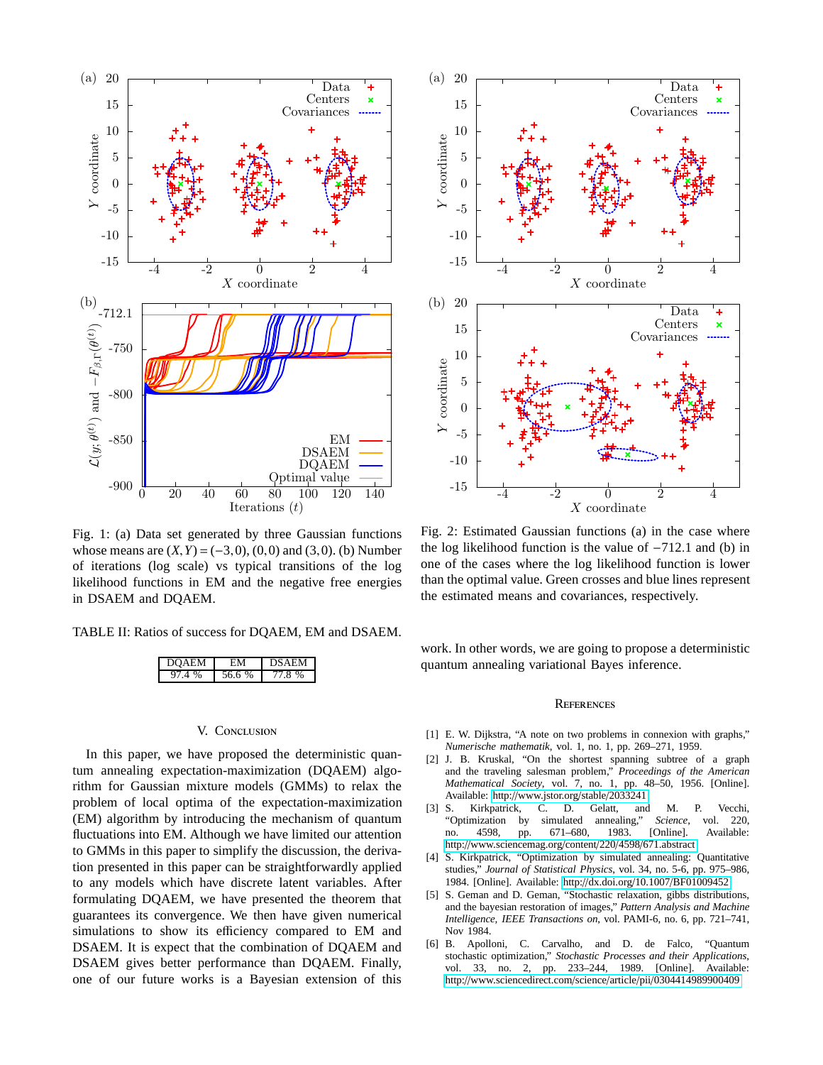Fig. 1: (a) Data set generated by three Gaussian functions whose means are $(X,Y) = (-3,0)$, $(0,0)$ and $(3,0)$. (b) Number of iterations (log scale) vs typical transitions of the log likelihood functions in EM and the negative free energies in DSAEM and DQAEM.

TABLE II: Ratios of success for DQAEM, EM and DSAEM.

| DQAEM | EM | DSAEM |
|---|---|---|
| 97.4 % | 56.6 % | 77.8 % |

## V. Conclusion

In this paper, we have proposed the deterministic quantum annealing expectation-maximization (DQAEM) algorithm for Gaussian mixture models (GMMs) to relax the problem of local optima of the expectation-maximization (EM) algorithm by introducing the mechanism of quantum fluctuations into EM. Although we have limited our attention to GMMs in this paper to simplify the discussion, the derivation presented in this paper can be straightforwardly applied to any models which have discrete latent variables. After formulating DQAEM, we have presented the theorem that guarantees its convergence. We then have given numerical simulations to show its efficiency compared to EM and DSAEM. It is expect that the combination of DQAEM and DSAEM gives better performance than DQAEM. Finally, one of our future works is a Bayesian extension of this work. In other words, we are going to propose a deterministic quantum annealing variational Bayes inference.

Fig. 2: Estimated Gaussian functions (a) in the case where the log likelihood function is the value of $-712.1$ and (b) in one of the cases where the log likelihood function is lower than the optimal value. Green crosses and blue lines represent the estimated means and covariances, respectively.

## References

[1] E. W. Dijkstra, “A note on two problems in connexion with graphs,” *Numerische mathematik*, vol. 1, no. 1, pp. 269–271, 1959.

[2] J. B. Kruskal, “On the shortest spanning subtree of a graph and the traveling salesman problem,” *Proceedings of the American Mathematical Society*, vol. 7, no. 1, pp. 48–50, 1956. [Online]. Available: http://www.jstor.org/stable/2033241

[3] S. Kirkpatrick, C. D. Gelatt, and M. P. Vecchi, “Optimization by simulated annealing,” *Science*, vol. 220, no. 4598, pp. 671–680, 1983. [Online]. Available: http://www.sciencemag.org/content/220/4598/671.abstract

[4] S. Kirkpatrick, “Optimization by simulated annealing: Quantitative studies,” *Journal of Statistical Physics*, vol. 34, no. 5-6, pp. 975–986, 1984. [Online]. Available: http://dx.doi.org/10.1007/BF01009452

[5] S. Geman and D. Geman, “Stochastic relaxation, gibbs distributions, and the bayesian restoration of images,” *Pattern Analysis and Machine Intelligence, IEEE Transactions on*, vol. PAMI-6, no. 6, pp. 721–741, Nov 1984.

[6] B. Apolloni, C. Carvalho, and D. de Falco, “Quantum stochastic optimization,” *Stochastic Processes and their Applications*, vol. 33, no. 2, pp. 233–244, 1989. [Online]. Available: http://www.sciencedirect.com/science/article/pii/0304414989900409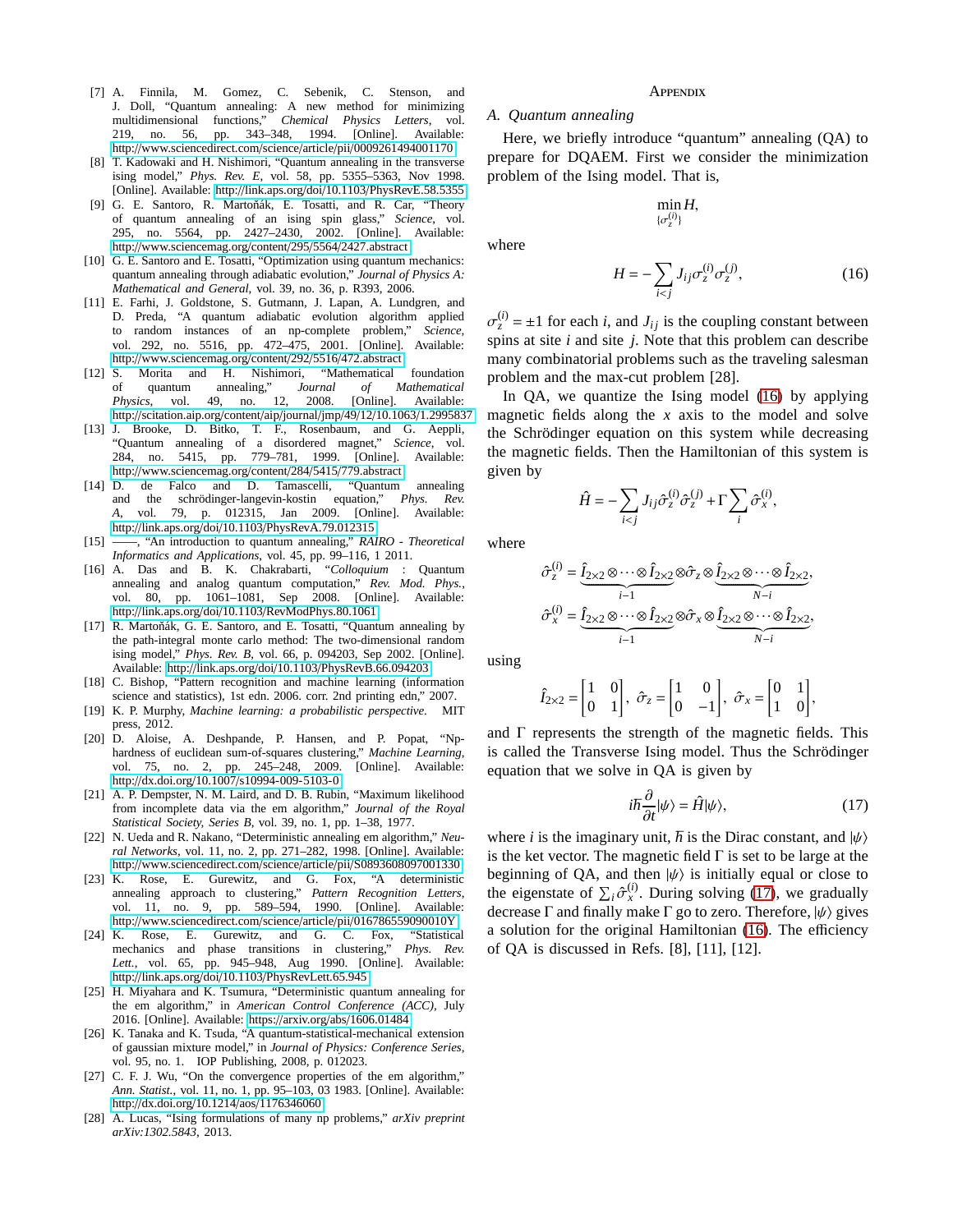[7] A. Finnila, M. Gomez, C. Sebenik, C. Stenson, and J. Doll, "Quantum annealing: A new method for minimizing multidimensional functions," *Chemical Physics Letters*, vol. 219, no. 56, pp. 343–348, 1994. [Online]. Available: http://www.sciencedirect.com/science/article/pii/0009261494001170

[8] T. Kadowaki and H. Nishimori, "Quantum annealing in the transverse ising model," *Phys. Rev. E*, vol. 58, pp. 5355–5363, Nov 1998. [Online]. Available: http://link.aps.org/doi/10.1103/PhysRevE.58.5355

[9] G. E. Santoro, R. Martoňák, E. Tosatti, and R. Car, "Theory of quantum annealing of an ising spin glass," *Science*, vol. 295, no. 5564, pp. 2427–2430, 2002. [Online]. Available: http://www.sciencemag.org/content/295/5564/2427.abstract

[10] G. E. Santoro and E. Tosatti, "Optimization using quantum mechanics: quantum annealing through adiabatic evolution," *Journal of Physics A: Mathematical and General*, vol. 39, no. 36, p. R393, 2006.

[11] E. Farhi, J. Goldstone, S. Gutmann, J. Lapan, A. Lundgren, and D. Preda, "A quantum adiabatic evolution algorithm applied to random instances of an np-complete problem," *Science*, vol. 292, no. 5516, pp. 472–475, 2001. [Online]. Available: http://www.sciencemag.org/content/292/5516/472.abstract

[12] S. Morita and H. Nishimori, "Mathematical foundation of quantum annealing," *Journal of Mathematical Physics*, vol. 49, no. 12, 2008. [Online]. Available: http://scitation.aip.org/content/aip/journal/jmp/49/12/10.1063/1.2995837

[13] J. Brooke, D. Bitko, T. F., Rosenbaum, and G. Aeppli, "Quantum annealing of a disordered magnet," *Science*, vol. 284, no. 5415, pp. 779–781, 1999. [Online]. Available: http://www.sciencemag.org/content/284/5415/779.abstract

[14] D. de Falco and D. Tamascelli, "Quantum annealing and the schrödinger-langevin-kostin equation," *Phys. Rev. A*, vol. 79, p. 012315, Jan 2009. [Online]. Available: http://link.aps.org/doi/10.1103/PhysRevA.79.012315

[15] ——, "An introduction to quantum annealing," *RAIRO - Theoretical Informatics and Applications*, vol. 45, pp. 99–116, 1 2011.

[16] A. Das and B. K. Chakrabarti, "*Colloquium* : Quantum annealing and analog quantum computation," *Rev. Mod. Phys.*, vol. 80, pp. 1061–1081, Sep 2008. [Online]. Available: http://link.aps.org/doi/10.1103/RevModPhys.80.1061

[17] R. Martoňák, G. E. Santoro, and E. Tosatti, "Quantum annealing by the path-integral monte carlo method: The two-dimensional random ising model," *Phys. Rev. B*, vol. 66, p. 094203, Sep 2002. [Online]. Available: http://link.aps.org/doi/10.1103/PhysRevB.66.094203

[18] C. Bishop, "Pattern recognition and machine learning (information science and statistics), 1st edn. 2006. corr. 2nd printing edn," 2007.

[19] K. P. Murphy, *Machine learning: a probabilistic perspective*. MIT press, 2012.

[20] D. Aloise, A. Deshpande, P. Hansen, and P. Popat, "Np-hardness of euclidean sum-of-squares clustering," *Machine Learning*, vol. 75, no. 2, pp. 245–248, 2009. [Online]. Available: http://dx.doi.org/10.1007/s10994-009-5103-0

[21] A. P. Dempster, N. M. Laird, and D. B. Rubin, "Maximum likelihood from incomplete data via the em algorithm," *Journal of the Royal Statistical Society, Series B*, vol. 39, no. 1, pp. 1–38, 1977.

[22] N. Ueda and R. Nakano, "Deterministic annealing em algorithm," *Neural Networks*, vol. 11, no. 2, pp. 271–282, 1998. [Online]. Available: http://www.sciencedirect.com/science/article/pii/S0893608097001330

[23] K. Rose, E. Gurewitz, and G. Fox, "A deterministic annealing approach to clustering," *Pattern Recognition Letters*, vol. 11, no. 9, pp. 589–594, 1990. [Online]. Available: http://www.sciencedirect.com/science/article/pii/016786559090010Y

[24] K. Rose, E. Gurewitz, and G. C. Fox, "Statistical mechanics and phase transitions in clustering," *Phys. Rev. Lett.*, vol. 65, pp. 945–948, Aug 1990. [Online]. Available: http://link.aps.org/doi/10.1103/PhysRevLett.65.945

[25] H. Miyahara and K. Tsumura, "Deterministic quantum annealing for the em algorithm," in *American Control Conference (ACC)*, July 2016. [Online]. Available: https://arxiv.org/abs/1606.01484

[26] K. Tanaka and K. Tsuda, "A quantum-statistical-mechanical extension of gaussian mixture model," in *Journal of Physics: Conference Series*, vol. 95, no. 1. IOP Publishing, 2008, p. 012023.

[27] C. F. J. Wu, "On the convergence properties of the em algorithm," *Ann. Statist.*, vol. 11, no. 1, pp. 95–103, 03 1983. [Online]. Available: http://dx.doi.org/10.1214/aos/1176346060

[28] A. Lucas, "Ising formulations of many np problems," *arXiv preprint arXiv:1302.5843*, 2013.

## Appendix

### A. Quantum annealing

Here, we briefly introduce "quantum" annealing (QA) to prepare for DQAEM. First we consider the minimization problem of the Ising model. That is,

$$\min_{\{\sigma_z^{(i)}\}} H,$$

where

$$H = -\sum_{i<j} J_{ij} \sigma_z^{(i)} \sigma_z^{(j)}, \tag{16}$$

$\sigma_z^{(i)} = \pm 1$ for each $i$, and $J_{ij}$ is the coupling constant between spins at site $i$ and site $j$. Note that this problem can describe many combinatorial problems such as the traveling salesman problem and the max-cut problem [28].

In QA, we quantize the Ising model (16) by applying magnetic fields along the $x$ axis to the model and solve the Schrödinger equation on this system while decreasing the magnetic fields. Then the Hamiltonian of this system is given by

$$\hat{H} = -\sum_{i<j} J_{ij} \hat{\sigma}_z^{(i)} \hat{\sigma}_z^{(j)} + \Gamma \sum_i \hat{\sigma}_x^{(i)},$$

where

$$\hat{\sigma}_z^{(i)} = \underbrace{\hat{I}_{2\times 2} \otimes \cdots \otimes \hat{I}_{2\times 2}}_{i-1} \otimes \hat{\sigma}_z \otimes \underbrace{\hat{I}_{2\times 2} \otimes \cdots \otimes \hat{I}_{2\times 2}}_{N-i},$$

$$\hat{\sigma}_x^{(i)} = \underbrace{\hat{I}_{2\times 2} \otimes \cdots \otimes \hat{I}_{2\times 2}}_{i-1} \otimes \hat{\sigma}_x \otimes \underbrace{\hat{I}_{2\times 2} \otimes \cdots \otimes \hat{I}_{2\times 2}}_{N-i},$$

using

$$\hat{I}_{2\times 2} = \begin{bmatrix} 1 & 0 \\ 0 & 1 \end{bmatrix},\ \hat{\sigma}_z = \begin{bmatrix} 1 & 0 \\ 0 & -1 \end{bmatrix},\ \hat{\sigma}_x = \begin{bmatrix} 0 & 1 \\ 1 & 0 \end{bmatrix},$$

and $\Gamma$ represents the strength of the magnetic fields. This is called the Transverse Ising model. Thus the Schrödinger equation that we solve in QA is given by

$$i\hbar \frac{\partial}{\partial t} |\psi\rangle = \hat{H} |\psi\rangle, \tag{17}$$

where $i$ is the imaginary unit, $\hbar$ is the Dirac constant, and $|\psi\rangle$ is the ket vector. The magnetic field $\Gamma$ is set to be large at the beginning of QA, and then $|\psi\rangle$ is initially equal or close to the eigenstate of $\sum_i \hat{\sigma}_x^{(i)}$. During solving (17), we gradually decrease $\Gamma$ and finally make $\Gamma$ go to zero. Therefore, $|\psi\rangle$ gives a solution for the original Hamiltonian (16). The efficiency of QA is discussed in Refs. [8], [11], [12].